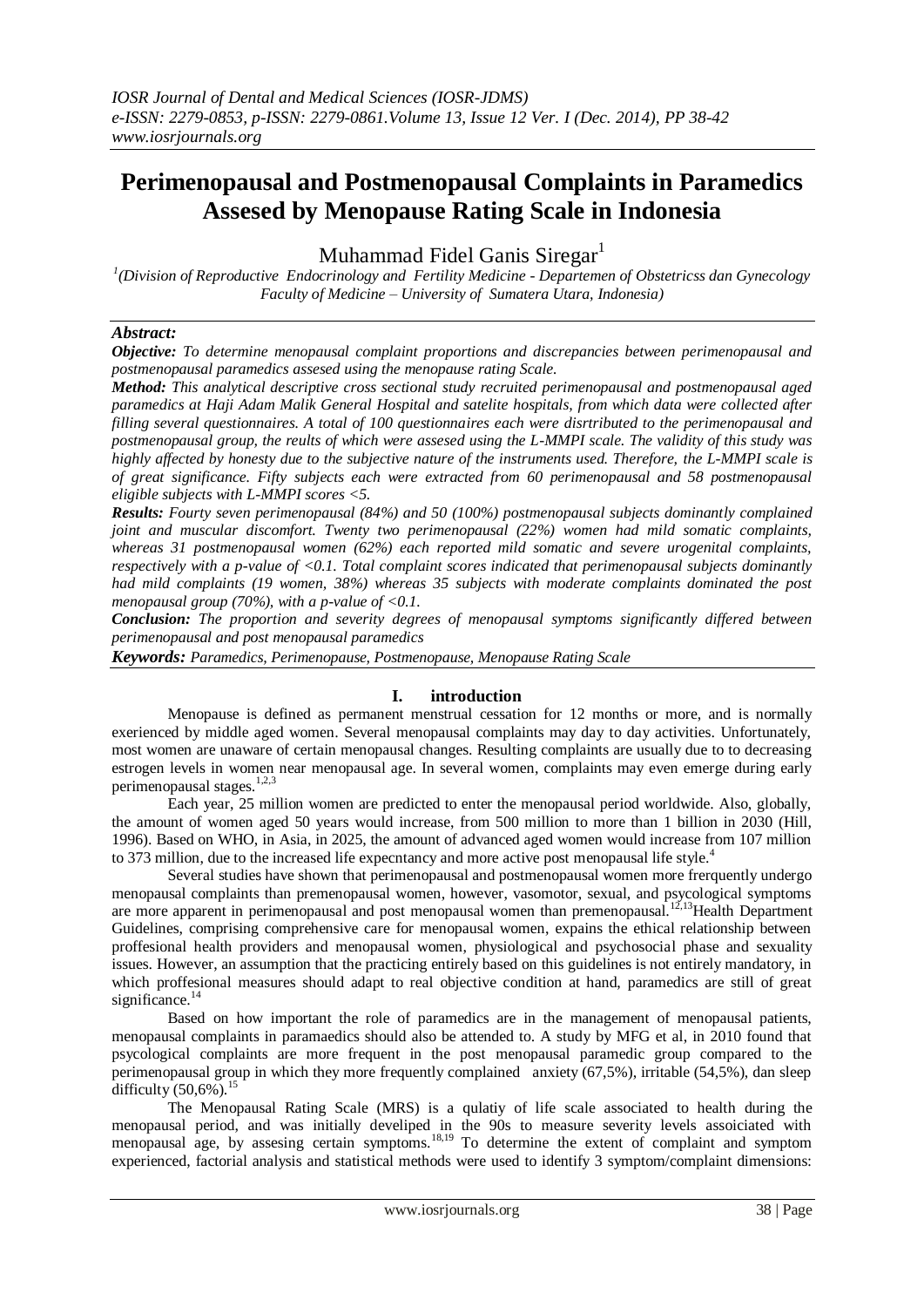# Perimenopausal and Postmenopausal Complaints in Paramedics Assesed by Menopause Rating Scale in Indonesia

Muhammad Fidel Ganis Siregar[1]

[1](Division of Reproductive Endocrinology and Fertility Medicine - Departemen of Obstetricss dan Gynecology Faculty of Medicine – University of Sumatera Utara, Indonesia)

***Abstract:***

***Objective:*** *To determine menopausal complaint proportions and discrepancies between perimenopausal and postmenopausal paramedics assesed using the menopause rating Scale.*

***Method:*** *This analytical descriptive cross sectional study recruited perimenopausal and postmenopausal aged paramedics at Haji Adam Malik General Hospital and satelite hospitals, from which data were collected after filling several questionnaires. A total of 100 questionnaires each were disrtributed to the perimenopausal and postmenopausal group, the reults of which were assesed using the L-MMPI scale. The validity of this study was highly affected by honesty due to the subjective nature of the instruments used. Therefore, the L-MMPI scale is of great significance. Fifty subjects each were extracted from 60 perimenopausal and 58 postmenopausal eligible subjects with L-MMPI scores <5.*

***Results:*** *Fourty seven perimenopausal (84%) and 50 (100%) postmenopausal subjects dominantly complained joint and muscular discomfort. Twenty two perimenopausal (22%) women had mild somatic complaints, whereas 31 postmenopausal women (62%) each reported mild somatic and severe urogenital complaints, respectively with a p-value of <0.1. Total complaint scores indicated that perimenopausal subjects dominantly had mild complaints (19 women, 38%) whereas 35 subjects with moderate complaints dominated the post menopausal group (70%), with a p-value of <0.1.*

***Conclusion:*** *The proportion and severity degrees of menopausal symptoms significantly differed between perimenopausal and post menopausal paramedics*

***Keywords:*** *Paramedics, Perimenopause, Postmenopause, Menopause Rating Scale*

## I. introduction

Menopause is defined as permanent menstrual cessation for 12 months or more, and is normally exerienced by middle aged women. Several menopausal complaints may day to day activities. Unfortunately, most women are unaware of certain menopausal changes. Resulting complaints are usually due to to decreasing estrogen levels in women near menopausal age. In several women, complaints may even emerge during early perimenopausal stages.[1,2,3]

Each year, 25 million women are predicted to enter the menopausal period worldwide. Also, globally, the amount of women aged 50 years would increase, from 500 million to more than 1 billion in 2030 (Hill, 1996). Based on WHO, in Asia, in 2025, the amount of advanced aged women would increase from 107 million to 373 million, due to the increased life expecntancy and more active post menopausal life style.[4]

Several studies have shown that perimenopausal and postmenopausal women more frerquently undergo menopausal complaints than premenopausal women, however, vasomotor, sexual, and psycological symptoms are more apparent in perimenopausal and post menopausal women than premenopausal.[12,13] Health Department Guidelines, comprising comprehensive care for menopausal women, expains the ethical relationship between proffesional health providers and menopausal women, physiological and psychosocial phase and sexuality issues. However, an assumption that the practicing entirely based on this guidelines is not entirely mandatory, in which proffesional measures should adapt to real objective condition at hand, paramedics are still of great significance.[14]

Based on how important the role of paramedics are in the management of menopausal patients, menopausal complaints in paramaedics should also be attended to. A study by MFG et al, in 2010 found that psycological complaints are more frequent in the post menopausal paramedic group compared to the perimenopausal group in which they more frequently complained anxiety (67,5%), irritable (54,5%), dan sleep difficulty (50,6%).[15]

The Menopausal Rating Scale (MRS) is a qulatiy of life scale associated to health during the menopausal period, and was initially develiped in the 90s to measure severity levels assoiciated with menopausal age, by assesing certain symptoms.[18,19] To determine the extent of complaint and symptom experienced, factorial analysis and statistical methods were used to identify 3 symptom/complaint dimensions: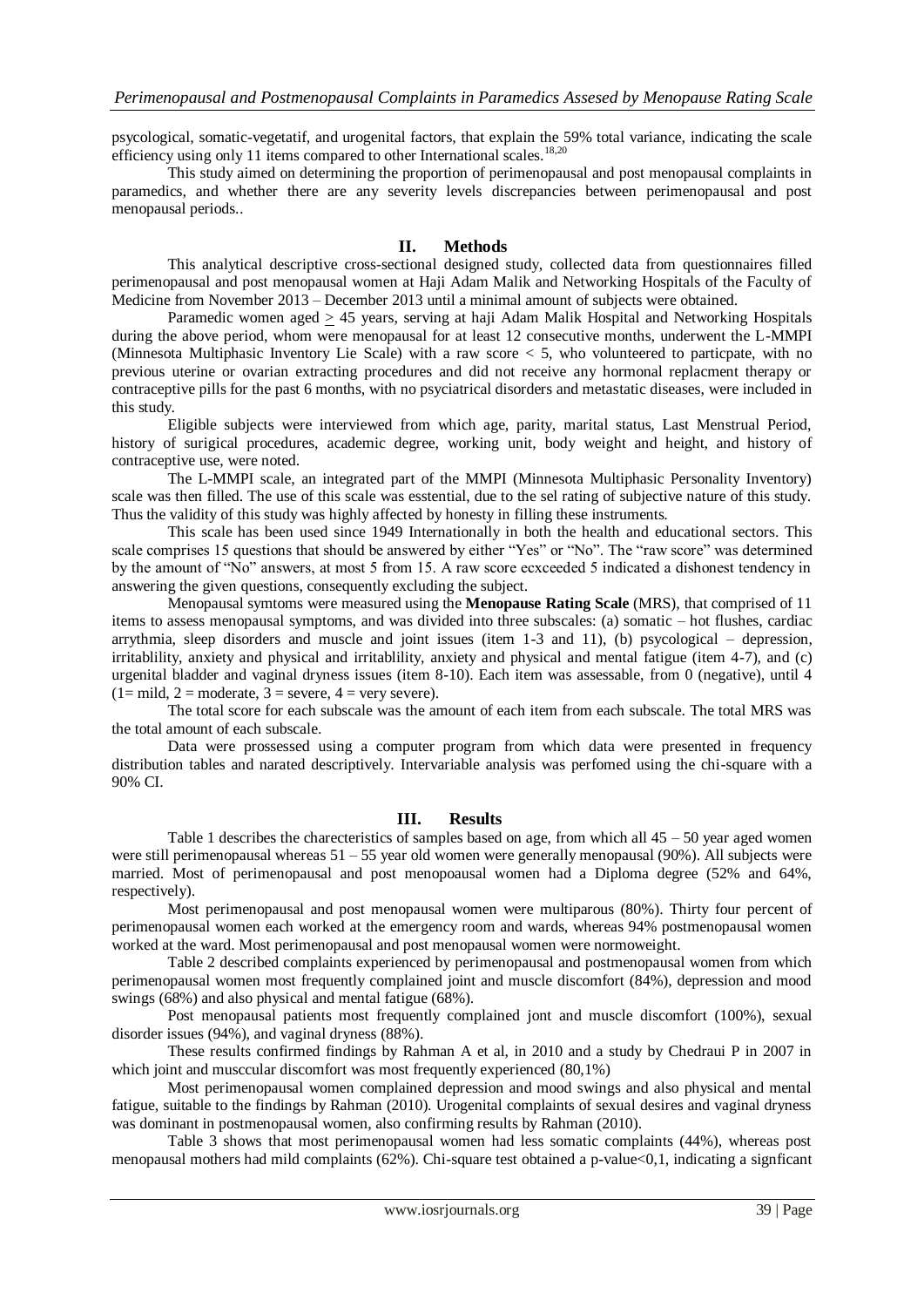psycological, somatic-vegetatif, and urogenital factors, that explain the 59% total variance, indicating the scale efficiency using only 11 items compared to other International scales.[18,20]

This study aimed on determining the proportion of perimenopausal and post menopausal complaints in paramedics, and whether there are any severity levels discrepancies between perimenopausal and post menopausal periods..

## II. Methods

This analytical descriptive cross-sectional designed study, collected data from questionnaires filled perimenopausal and post menopausal women at Haji Adam Malik and Networking Hospitals of the Faculty of Medicine from November 2013 – December 2013 until a minimal amount of subjects were obtained.

Paramedic women aged $\geq$ 45 years, serving at haji Adam Malik Hospital and Networking Hospitals during the above period, whom were menopausal for at least 12 consecutive months, underwent the L-MMPI (Minnesota Multiphasic Inventory Lie Scale) with a raw score < 5, who volunteered to particpate, with no previous uterine or ovarian extracting procedures and did not receive any hormonal replacment therapy or contraceptive pills for the past 6 months, with no psyciatrical disorders and metastatic diseases, were included in this study.

Eligible subjects were interviewed from which age, parity, marital status, Last Menstrual Period, history of surigical procedures, academic degree, working unit, body weight and height, and history of contraceptive use, were noted.

The L-MMPI scale, an integrated part of the MMPI (Minnesota Multiphasic Personality Inventory) scale was then filled. The use of this scale was esstential, due to the sel rating of subjective nature of this study. Thus the validity of this study was highly affected by honesty in filling these instruments.

This scale has been used since 1949 Internationally in both the health and educational sectors. This scale comprises 15 questions that should be answered by either "Yes" or "No". The "raw score" was determined by the amount of "No" answers, at most 5 from 15. A raw score ecxceeded 5 indicated a dishonest tendency in answering the given questions, consequently excluding the subject.

Menopausal symtoms were measured using the **Menopause Rating Scale** (MRS), that comprised of 11 items to assess menopausal symptoms, and was divided into three subscales: (a) somatic – hot flushes, cardiac arrythmia, sleep disorders and muscle and joint issues (item 1-3 and 11), (b) psycological – depression, irritablility, anxiety and physical and irritablility, anxiety and physical and mental fatigue (item 4-7), and (c) urgenital bladder and vaginal dryness issues (item 8-10). Each item was assessable, from 0 (negative), until 4 (1= mild, 2 = moderate, 3 = severe, 4 = very severe).

The total score for each subscale was the amount of each item from each subscale. The total MRS was the total amount of each subscale.

Data were prossessed using a computer program from which data were presented in frequency distribution tables and narated descriptively. Intervariable analysis was perfomed using the chi-square with a 90% CI.

## III. Results

Table 1 describes the charecteristics of samples based on age, from which all 45 – 50 year aged women were still perimenopausal whereas 51 – 55 year old women were generally menopausal (90%). All subjects were married. Most of perimenopausal and post menopoausal women had a Diploma degree (52% and 64%, respectively).

Most perimenopausal and post menopausal women were multiparous (80%). Thirty four percent of perimenopausal women each worked at the emergency room and wards, whereas 94% postmenopausal women worked at the ward. Most perimenopausal and post menopausal women were normoweight.

Table 2 described complaints experienced by perimenopausal and postmenopausal women from which perimenopausal women most frequently complained joint and muscle discomfort (84%), depression and mood swings (68%) and also physical and mental fatigue (68%).

Post menopausal patients most frequently complained jont and muscle discomfort (100%), sexual disorder issues (94%), and vaginal dryness (88%).

These results confirmed findings by Rahman A et al, in 2010 and a study by Chedraui P in 2007 in which joint and musccular discomfort was most frequently experienced (80,1%)

Most perimenopausal women complained depression and mood swings and also physical and mental fatigue, suitable to the findings by Rahman (2010). Urogenital complaints of sexual desires and vaginal dryness was dominant in postmenopausal women, also confirming results by Rahman (2010).

Table 3 shows that most perimenopausal women had less somatic complaints (44%), whereas post menopausal mothers had mild complaints (62%). Chi-square test obtained a p-value<0,1, indicating a signficant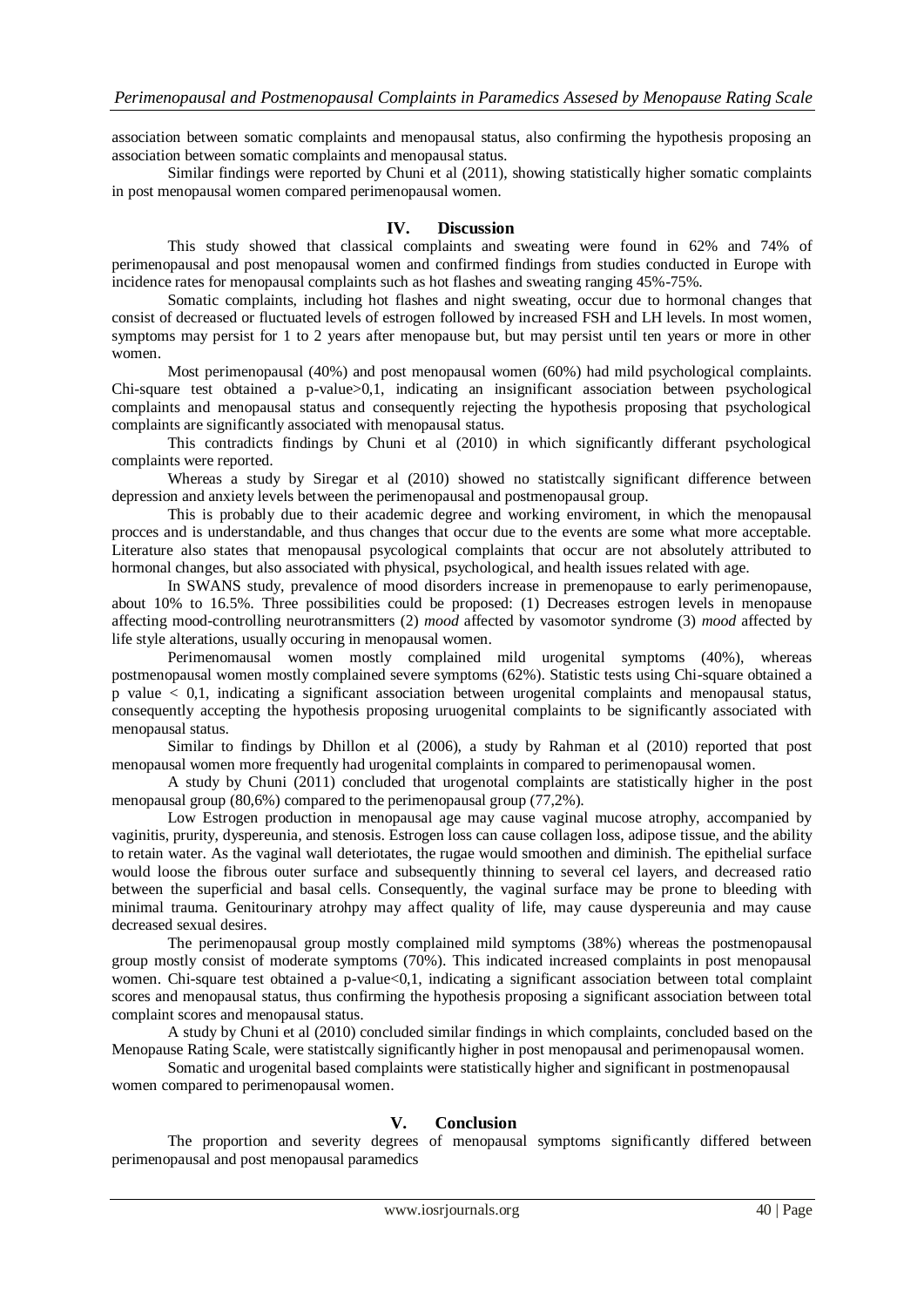association between somatic complaints and menopausal status, also confirming the hypothesis proposing an association between somatic complaints and menopausal status.

Similar findings were reported by Chuni et al (2011), showing statistically higher somatic complaints in post menopausal women compared perimenopausal women.

## IV. Discussion

This study showed that classical complaints and sweating were found in 62% and 74% of perimenopausal and post menopausal women and confirmed findings from studies conducted in Europe with incidence rates for menopausal complaints such as hot flashes and sweating ranging 45%-75%.

Somatic complaints, including hot flashes and night sweating, occur due to hormonal changes that consist of decreased or fluctuated levels of estrogen followed by increased FSH and LH levels. In most women, symptoms may persist for 1 to 2 years after menopause but, but may persist until ten years or more in other women.

Most perimenopausal (40%) and post menopausal women (60%) had mild psychological complaints. Chi-square test obtained a p-value>0,1, indicating an insignificant association between psychological complaints and menopausal status and consequently rejecting the hypothesis proposing that psychological complaints are significantly associated with menopausal status.

This contradicts findings by Chuni et al (2010) in which significantly differant psychological complaints were reported.

Whereas a study by Siregar et al (2010) showed no statistcally significant difference between depression and anxiety levels between the perimenopausal and postmenopausal group.

This is probably due to their academic degree and working enviroment, in which the menopausal procces and is understandable, and thus changes that occur due to the events are some what more acceptable. Literature also states that menopausal psycological complaints that occur are not absolutely attributed to hormonal changes, but also associated with physical, psychological, and health issues related with age.

In SWANS study, prevalence of mood disorders increase in premenopause to early perimenopause, about 10% to 16.5%. Three possibilities could be proposed: (1) Decreases estrogen levels in menopause affecting mood-controlling neurotransmitters (2) *mood* affected by vasomotor syndrome (3) *mood* affected by life style alterations, usually occuring in menopausal women.

Perimenomausal women mostly complained mild urogenital symptoms (40%), whereas postmenopausal women mostly complained severe symptoms (62%). Statistic tests using Chi-square obtained a p value < 0,1, indicating a significant association between urogenital complaints and menopausal status, consequently accepting the hypothesis proposing uruogenital complaints to be significantly associated with menopausal status.

Similar to findings by Dhillon et al (2006), a study by Rahman et al (2010) reported that post menopausal women more frequently had urogenital complaints in compared to perimenopausal women.

A study by Chuni (2011) concluded that urogenotal complaints are statistically higher in the post menopausal group (80,6%) compared to the perimenopausal group (77,2%).

Low Estrogen production in menopausal age may cause vaginal mucose atrophy, accompanied by vaginitis, prurity, dyspereunia, and stenosis. Estrogen loss can cause collagen loss, adipose tissue, and the ability to retain water. As the vaginal wall deteriotates, the rugae would smoothen and diminish. The epithelial surface would loose the fibrous outer surface and subsequently thinning to several cel layers, and decreased ratio between the superficial and basal cells. Consequently, the vaginal surface may be prone to bleeding with minimal trauma. Genitourinary atrohpy may affect quality of life, may cause dyspereunia and may cause decreased sexual desires.

The perimenopausal group mostly complained mild symptoms (38%) whereas the postmenopausal group mostly consist of moderate symptoms (70%). This indicated increased complaints in post menopausal women. Chi-square test obtained a p-value<0,1, indicating a significant association between total complaint scores and menopausal status, thus confirming the hypothesis proposing a significant association between total complaint scores and menopausal status.

A study by Chuni et al (2010) concluded similar findings in which complaints, concluded based on the Menopause Rating Scale, were statistcally significantly higher in post menopausal and perimenopausal women.

Somatic and urogenital based complaints were statistically higher and significant in postmenopausal women compared to perimenopausal women.

## V. Conclusion

The proportion and severity degrees of menopausal symptoms significantly differed between perimenopausal and post menopausal paramedics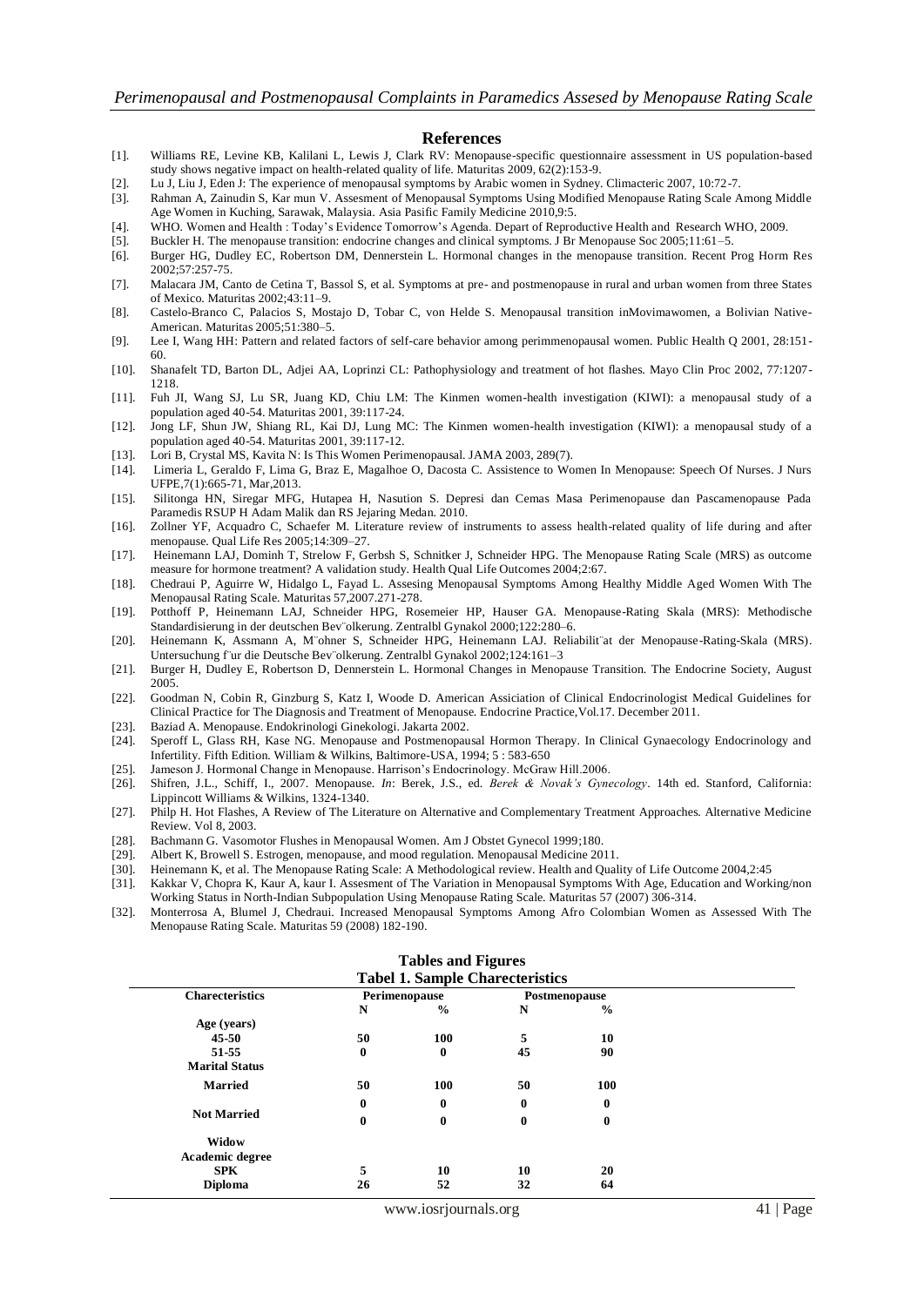## References

[1]. Williams RE, Levine KB, Kalilani L, Lewis J, Clark RV: Menopause-specific questionnaire assessment in US population-based study shows negative impact on health-related quality of life. Maturitas 2009, 62(2):153-9.

[2]. Lu J, Liu J, Eden J: The experience of menopausal symptoms by Arabic women in Sydney. Climacteric 2007, 10:72-7.

[3]. Rahman A, Zainudin S, Kar mun V. Assesment of Menopausal Symptoms Using Modified Menopause Rating Scale Among Middle Age Women in Kuching, Sarawak, Malaysia. Asia Pasific Family Medicine 2010,9:5.

[4]. WHO. Women and Health : Today's Evidence Tomorrow's Agenda. Depart of Reproductive Health and Research WHO, 2009.

[5]. Buckler H. The menopause transition: endocrine changes and clinical symptoms. J Br Menopause Soc 2005;11:61–5.

[6]. Burger HG, Dudley EC, Robertson DM, Dennerstein L. Hormonal changes in the menopause transition. Recent Prog Horm Res 2002;57:257-75.

[7]. Malacara JM, Canto de Cetina T, Bassol S, et al. Symptoms at pre- and postmenopause in rural and urban women from three States of Mexico. Maturitas 2002;43:11–9.

[8]. Castelo-Branco C, Palacios S, Mostajo D, Tobar C, von Helde S. Menopausal transition inMovimawomen, a Bolivian Native-American. Maturitas 2005;51:380–5.

[9]. Lee I, Wang HH: Pattern and related factors of self-care behavior among perimmenopausal women. Public Health Q 2001, 28:151-60.

[10]. Shanafelt TD, Barton DL, Adjei AA, Loprinzi CL: Pathophysiology and treatment of hot flashes. Mayo Clin Proc 2002, 77:1207-1218.

[11]. Fuh JI, Wang SJ, Lu SR, Juang KD, Chiu LM: The Kinmen women-health investigation (KIWI): a menopausal study of a population aged 40-54. Maturitas 2001, 39:117-24.

[12]. Jong LF, Shun JW, Shiang RL, Kai DJ, Lung MC: The Kinmen women-health investigation (KIWI): a menopausal study of a population aged 40-54. Maturitas 2001, 39:117-12.

[13]. Lori B, Crystal MS, Kavita N: Is This Women Perimenopausal. JAMA 2003, 289(7).

[14]. Limeria L, Geraldo F, Lima G, Braz E, Magalhoe O, Dacosta C. Assistence to Women In Menopause: Speech Of Nurses. J Nurs UFPE,7(1):665-71, Mar,2013.

[15]. Silitonga HN, Siregar MFG, Hutapea H, Nasution S. Depresi dan Cemas Masa Perimenopause dan Pascamenopause Pada Paramedis RSUP H Adam Malik dan RS Jejaring Medan. 2010.

[16]. Zollner YF, Acquadro C, Schaefer M. Literature review of instruments to assess health-related quality of life during and after menopause. Qual Life Res 2005;14:309–27.

[17]. Heinemann LAJ, Dominh T, Strelow F, Gerbsh S, Schnitker J, Schneider HPG. The Menopause Rating Scale (MRS) as outcome measure for hormone treatment? A validation study. Health Qual Life Outcomes 2004;2:67.

[18]. Chedraui P, Aguirre W, Hidalgo L, Fayad L. Assesing Menopausal Symptoms Among Healthy Middle Aged Women With The Menopausal Rating Scale. Maturitas 57,2007.271-278.

[19]. Potthoff P, Heinemann LAJ, Schneider HPG, Rosemeier HP, Hauser GA. Menopause-Rating Skala (MRS): Methodische Standardisierung in der deutschen Bev¨olkerung. Zentralbl Gynakol 2000;122:280–6.

[20]. Heinemann K, Assmann A, M¨ohner S, Schneider HPG, Heinemann LAJ. Reliabilit¨at der Menopause-Rating-Skala (MRS). Untersuchung f¨ur die Deutsche Bev¨olkerung. Zentralbl Gynakol 2002;124:161–3

[21]. Burger H, Dudley E, Robertson D, Dennerstein L. Hormonal Changes in Menopause Transition. The Endocrine Society, August 2005.

[22]. Goodman N, Cobin R, Ginzburg S, Katz I, Woode D. American Assiciation of Clinical Endocrinologist Medical Guidelines for Clinical Practice for The Diagnosis and Treatment of Menopause. Endocrine Practice,Vol.17. December 2011.

[23]. Baziad A. Menopause. Endokrinologi Ginekologi. Jakarta 2002.

[24]. Speroff L, Glass RH, Kase NG. Menopause and Postmenopausal Hormon Therapy. In Clinical Gynaecology Endocrinology and Infertility. Fifth Edition. William & Wilkins, Baltimore-USA, 1994; 5 : 583-650

[25]. Jameson J. Hormonal Change in Menopause. Harrison's Endocrinology. McGraw Hill.2006.

[26]. Shifren, J.L., Schiff, I., 2007. Menopause. *In*: Berek, J.S., ed. *Berek & Novak's Gynecology*. 14th ed. Stanford, California: Lippincott Williams & Wilkins, 1324-1340.

[27]. Philp H. Hot Flashes, A Review of The Literature on Alternative and Complementary Treatment Approaches. Alternative Medicine Review. Vol 8, 2003.

[28]. Bachmann G. Vasomotor Flushes in Menopausal Women. Am J Obstet Gynecol 1999;180.

[29]. Albert K, Browell S. Estrogen, menopause, and mood regulation. Menopausal Medicine 2011.

[30]. Heinemann K, et al. The Menopause Rating Scale: A Methodological review. Health and Quality of Life Outcome 2004,2:45

[31]. Kakkar V, Chopra K, Kaur A, kaur I. Assesment of The Variation in Menopausal Symptoms With Age, Education and Working/non Working Status in North-Indian Subpopulation Using Menopause Rating Scale. Maturitas 57 (2007) 306-314.

[32]. Monterrosa A, Blumel J, Chedraui. Increased Menopausal Symptoms Among Afro Colombian Women as Assessed With The Menopause Rating Scale. Maturitas 59 (2008) 182-190.

## Tables and Figures

**Tabel 1. Sample Charecteristics**

| Charecteristics | Perimenopause | | Postmenopause | |
|---|---|---|---|---|
| | N | % | N | % |
| Age (years) | | | | |
| 45-50 | 50 | 100 | 5 | 10 |
| 51-55 | 0 | 0 | 45 | 90 |
| Marital Status | | | | |
| Married | 50 | 100 | 50 | 100 |
| Not Married | 0 | 0 | 0 | 0 |
| Widow | 0 | 0 | 0 | 0 |
| Academic degree | | | | |
| SPK | 5 | 10 | 10 | 20 |
| Diploma | 26 | 52 | 32 | 64 |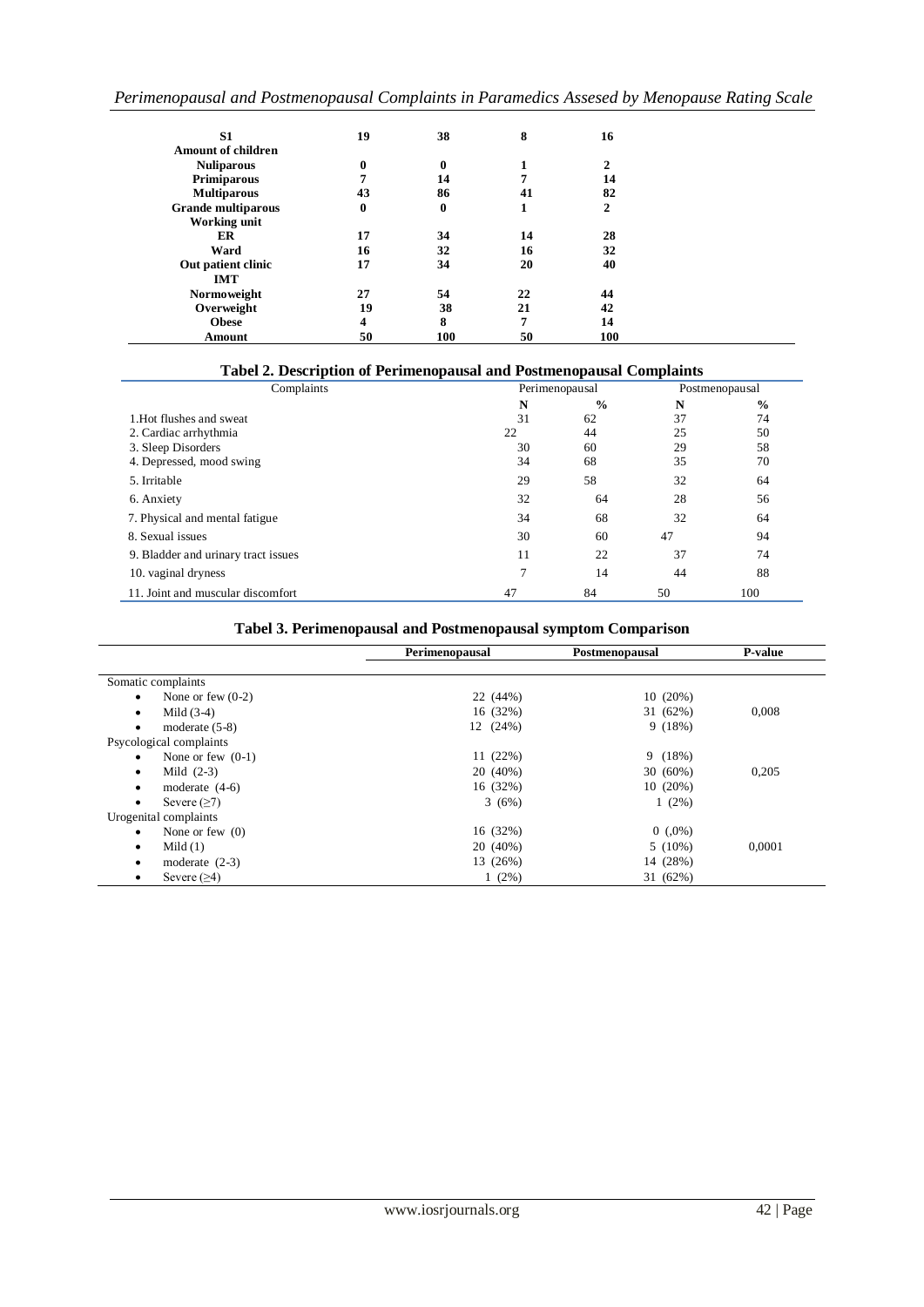| | | | | |
|---|---|---|---|---|
| **S1** | **19** | **38** | **8** | **16** |
| **Amount of children** | | | | |
| **Nuliparous** | **0** | **0** | **1** | **2** |
| **Primiparous** | **7** | **14** | **7** | **14** |
| **Multiparous** | **43** | **86** | **41** | **82** |
| **Grande multiparous** | **0** | **0** | **1** | **2** |
| **Working unit** | | | | |
| **ER** | **17** | **34** | **14** | **28** |
| **Ward** | **16** | **32** | **16** | **32** |
| **Out patient clinic** | **17** | **34** | **20** | **40** |
| **IMT** | | | | |
| **Normoweight** | **27** | **54** | **22** | **44** |
| **Overweight** | **19** | **38** | **21** | **42** |
| **Obese** | **4** | **8** | **7** | **14** |
| **Amount** | **50** | **100** | **50** | **100** |

**Tabel 2. Description of Perimenopausal and Postmenopausal Complaints**

| Complaints | Perimenopausal | | Postmenopausal | |
|---|---|---|---|---|
| | **N** | **%** | **N** | **%** |
| 1.Hot flushes and sweat | 31 | 62 | 37 | 74 |
| 2. Cardiac arrhythmia | 22 | 44 | 25 | 50 |
| 3. Sleep Disorders | 30 | 60 | 29 | 58 |
| 4. Depressed, mood swing | 34 | 68 | 35 | 70 |
| 5. Irritable | 29 | 58 | 32 | 64 |
| 6. Anxiety | 32 | 64 | 28 | 56 |
| 7. Physical and mental fatigue | 34 | 68 | 32 | 64 |
| 8. Sexual issues | 30 | 60 | 47 | 94 |
| 9. Bladder and urinary tract issues | 11 | 22 | 37 | 74 |
| 10. vaginal dryness | 7 | 14 | 44 | 88 |
| 11. Joint and muscular discomfort | 47 | 84 | 50 | 100 |

**Tabel 3. Perimenopausal and Postmenopausal symptom Comparison**

| | **Perimenopausal** | **Postmenopausal** | **P-value** |
|---|---|---|---|
| Somatic complaints | | | |
| • None or few (0-2) | 22 (44%) | 10 (20%) | |
| • Mild (3-4) | 16 (32%) | 31 (62%) | 0,008 |
| • moderate (5-8) | 12 (24%) | 9 (18%) | |
| Psycological complaints | | | |
| • None or few (0-1) | 11 (22%) | 9 (18%) | |
| • Mild (2-3) | 20 (40%) | 30 (60%) | 0,205 |
| • moderate (4-6) | 16 (32%) | 10 (20%) | |
| • Severe (≥7) | 3 (6%) | 1 (2%) | |
| Urogenital complaints | | | |
| • None or few (0) | 16 (32%) | 0 (,0%) | |
| • Mild (1) | 20 (40%) | 5 (10%) | 0,0001 |
| • moderate (2-3) | 13 (26%) | 14 (28%) | |
| • Severe (≥4) | 1 (2%) | 31 (62%) | |